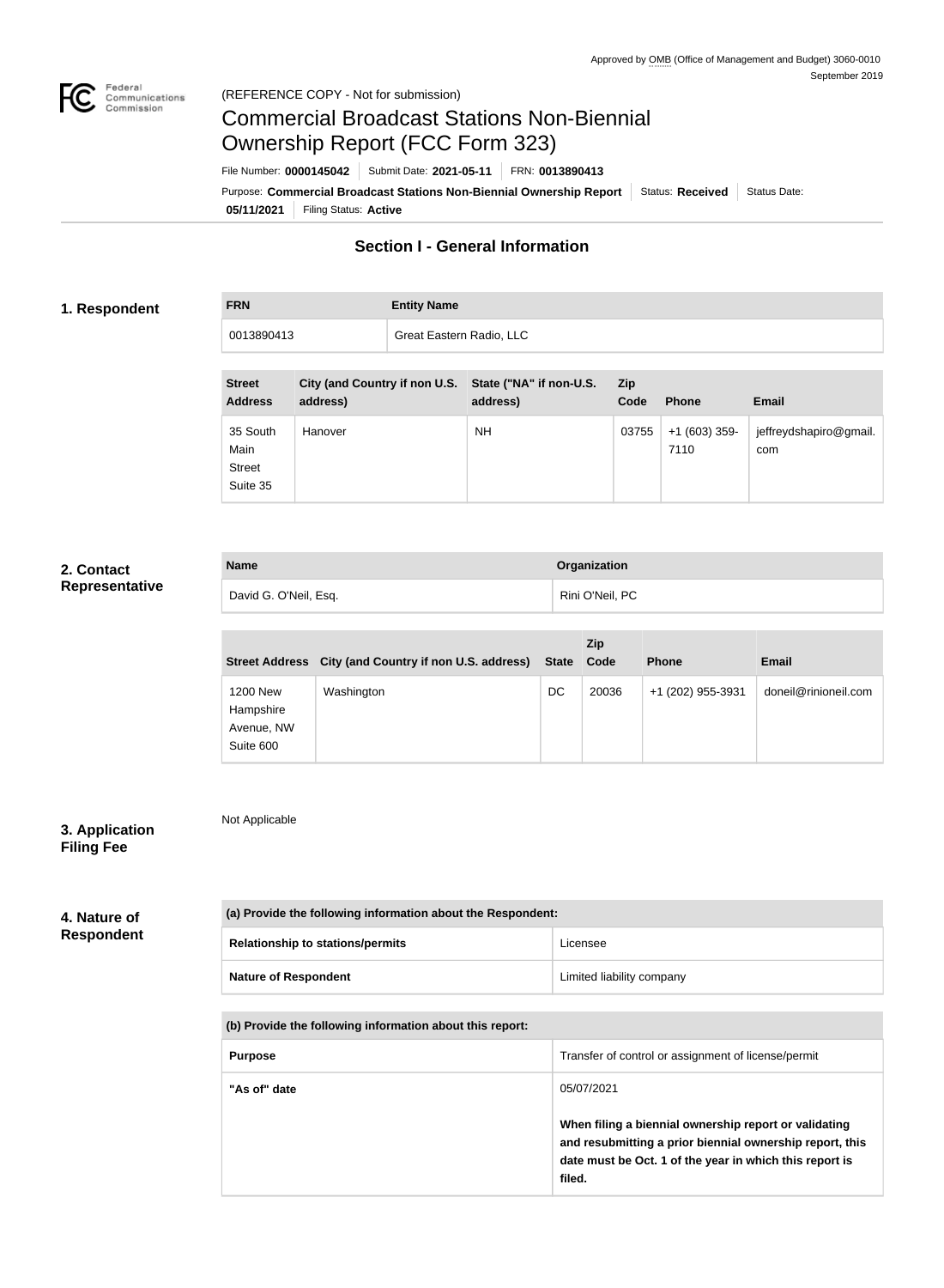Approved by OMB (Office of Management and Budget) 3060-0010
September 2019

(REFERENCE COPY - Not for submission)

# Commercial Broadcast Stations Non-Biennial Ownership Report (FCC Form 323)

File Number: **0000145042** | Submit Date: **2021-05-11** | FRN: **0013890413**

Purpose: **Commercial Broadcast Stations Non-Biennial Ownership Report** | Status: **Received** | Status Date: **05/11/2021** | Filing Status: **Active**

## Section I - General Information

### 1. Respondent

| FRN | Entity Name |
|---|---|
| 0013890413 | Great Eastern Radio, LLC |

| Street Address | City (and Country if non U.S. address) | State ("NA" if non-U.S. address) | Zip Code | Phone | Email |
|---|---|---|---|---|---|
| 35 South Main Street Suite 35 | Hanover | NH | 03755 | +1 (603) 359-7110 | jeffreydshapiro@gmail.com |

### 2. Contact Representative

| Name | Organization |
|---|---|
| David G. O'Neil, Esq. | Rini O'Neil, PC |

| Street Address | City (and Country if non U.S. address) | State | Zip Code | Phone | Email |
|---|---|---|---|---|---|
| 1200 New Hampshire Avenue, NW Suite 600 | Washington | DC | 20036 | +1 (202) 955-3931 | doneil@rinioneil.com |

### 3. Application Filing Fee

Not Applicable

### 4. Nature of Respondent

| (a) Provide the following information about the Respondent: | |
|---|---|
| **Relationship to stations/permits** | Licensee |
| **Nature of Respondent** | Limited liability company |

| (b) Provide the following information about this report: | |
|---|---|
| **Purpose** | Transfer of control or assignment of license/permit |
| **"As of" date** | 05/07/2021<br><br>**When filing a biennial ownership report or validating and resubmitting a prior biennial ownership report, this date must be Oct. 1 of the year in which this report is filed.** |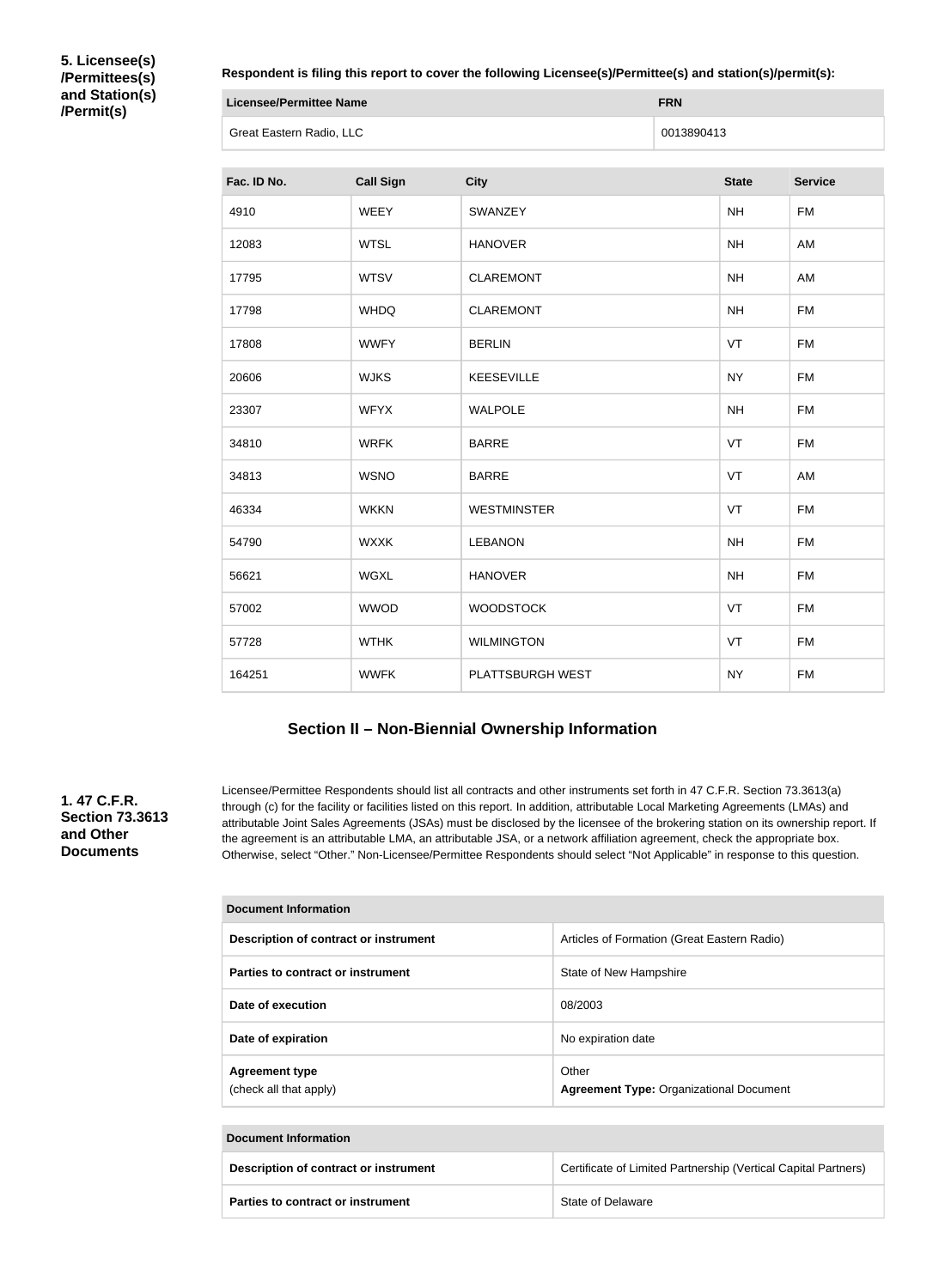**5. Licensee(s) /Permittees(s) and Station(s) /Permit(s)**

**Respondent is filing this report to cover the following Licensee(s)/Permittee(s) and station(s)/permit(s):**

| Licensee/Permittee Name | FRN |
| --- | --- |
| Great Eastern Radio, LLC | 0013890413 |

| Fac. ID No. | Call Sign | City | State | Service |
| --- | --- | --- | --- | --- |
| 4910 | WEEY | SWANZEY | NH | FM |
| 12083 | WTSL | HANOVER | NH | AM |
| 17795 | WTSV | CLAREMONT | NH | AM |
| 17798 | WHDQ | CLAREMONT | NH | FM |
| 17808 | WWFY | BERLIN | VT | FM |
| 20606 | WJKS | KEESEVILLE | NY | FM |
| 23307 | WFYX | WALPOLE | NH | FM |
| 34810 | WRFK | BARRE | VT | FM |
| 34813 | WSNO | BARRE | VT | AM |
| 46334 | WKKN | WESTMINSTER | VT | FM |
| 54790 | WXXK | LEBANON | NH | FM |
| 56621 | WGXL | HANOVER | NH | FM |
| 57002 | WWOD | WOODSTOCK | VT | FM |
| 57728 | WTHK | WILMINGTON | VT | FM |
| 164251 | WWFK | PLATTSBURGH WEST | NY | FM |

## Section II – Non-Biennial Ownership Information

**1. 47 C.F.R. Section 73.3613 and Other Documents**

Licensee/Permittee Respondents should list all contracts and other instruments set forth in 47 C.F.R. Section 73.3613(a) through (c) for the facility or facilities listed on this report. In addition, attributable Local Marketing Agreements (LMAs) and attributable Joint Sales Agreements (JSAs) must be disclosed by the licensee of the brokering station on its ownership report. If the agreement is an attributable LMA, an attributable JSA, or a network affiliation agreement, check the appropriate box. Otherwise, select "Other." Non-Licensee/Permittee Respondents should select "Not Applicable" in response to this question.

| Document Information | |
| --- | --- |
| Description of contract or instrument | Articles of Formation (Great Eastern Radio) |
| Parties to contract or instrument | State of New Hampshire |
| Date of execution | 08/2003 |
| Date of expiration | No expiration date |
| Agreement type (check all that apply) | Other **Agreement Type:** Organizational Document |

| Document Information | |
| --- | --- |
| Description of contract or instrument | Certificate of Limited Partnership (Vertical Capital Partners) |
| Parties to contract or instrument | State of Delaware |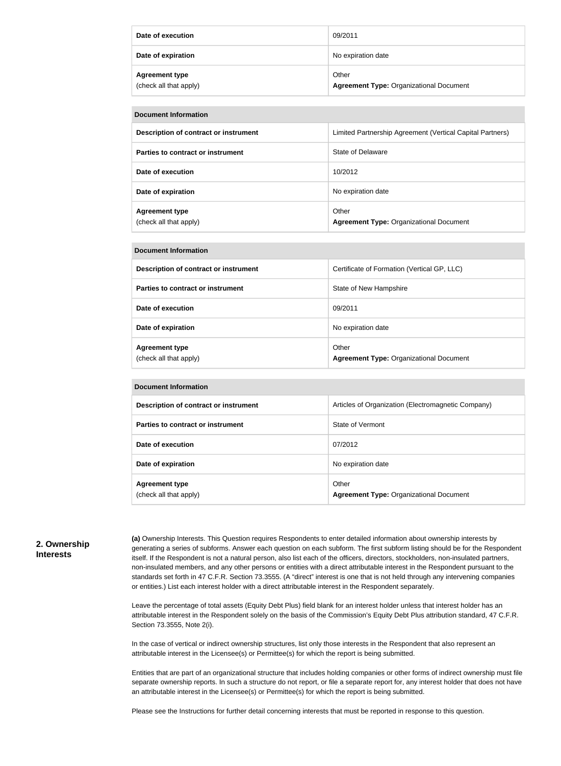| | |
|---|---|
| **Date of execution** | 09/2011 |
| **Date of expiration** | No expiration date |
| **Agreement type** (check all that apply) | Other **Agreement Type:** Organizational Document |

| **Document Information** | |
|---|---|
| **Description of contract or instrument** | Limited Partnership Agreement (Vertical Capital Partners) |
| **Parties to contract or instrument** | State of Delaware |
| **Date of execution** | 10/2012 |
| **Date of expiration** | No expiration date |
| **Agreement type** (check all that apply) | Other **Agreement Type:** Organizational Document |

| **Document Information** | |
|---|---|
| **Description of contract or instrument** | Certificate of Formation (Vertical GP, LLC) |
| **Parties to contract or instrument** | State of New Hampshire |
| **Date of execution** | 09/2011 |
| **Date of expiration** | No expiration date |
| **Agreement type** (check all that apply) | Other **Agreement Type:** Organizational Document |

| **Document Information** | |
|---|---|
| **Description of contract or instrument** | Articles of Organization (Electromagnetic Company) |
| **Parties to contract or instrument** | State of Vermont |
| **Date of execution** | 07/2012 |
| **Date of expiration** | No expiration date |
| **Agreement type** (check all that apply) | Other **Agreement Type:** Organizational Document |

## 2. Ownership Interests

**(a)** Ownership Interests. This Question requires Respondents to enter detailed information about ownership interests by generating a series of subforms. Answer each question on each subform. The first subform listing should be for the Respondent itself. If the Respondent is not a natural person, also list each of the officers, directors, stockholders, non-insulated partners, non-insulated members, and any other persons or entities with a direct attributable interest in the Respondent pursuant to the standards set forth in 47 C.F.R. Section 73.3555. (A "direct" interest is one that is not held through any intervening companies or entities.) List each interest holder with a direct attributable interest in the Respondent separately.

Leave the percentage of total assets (Equity Debt Plus) field blank for an interest holder unless that interest holder has an attributable interest in the Respondent solely on the basis of the Commission's Equity Debt Plus attribution standard, 47 C.F.R. Section 73.3555, Note 2(i).

In the case of vertical or indirect ownership structures, list only those interests in the Respondent that also represent an attributable interest in the Licensee(s) or Permittee(s) for which the report is being submitted.

Entities that are part of an organizational structure that includes holding companies or other forms of indirect ownership must file separate ownership reports. In such a structure do not report, or file a separate report for, any interest holder that does not have an attributable interest in the Licensee(s) or Permittee(s) for which the report is being submitted.

Please see the Instructions for further detail concerning interests that must be reported in response to this question.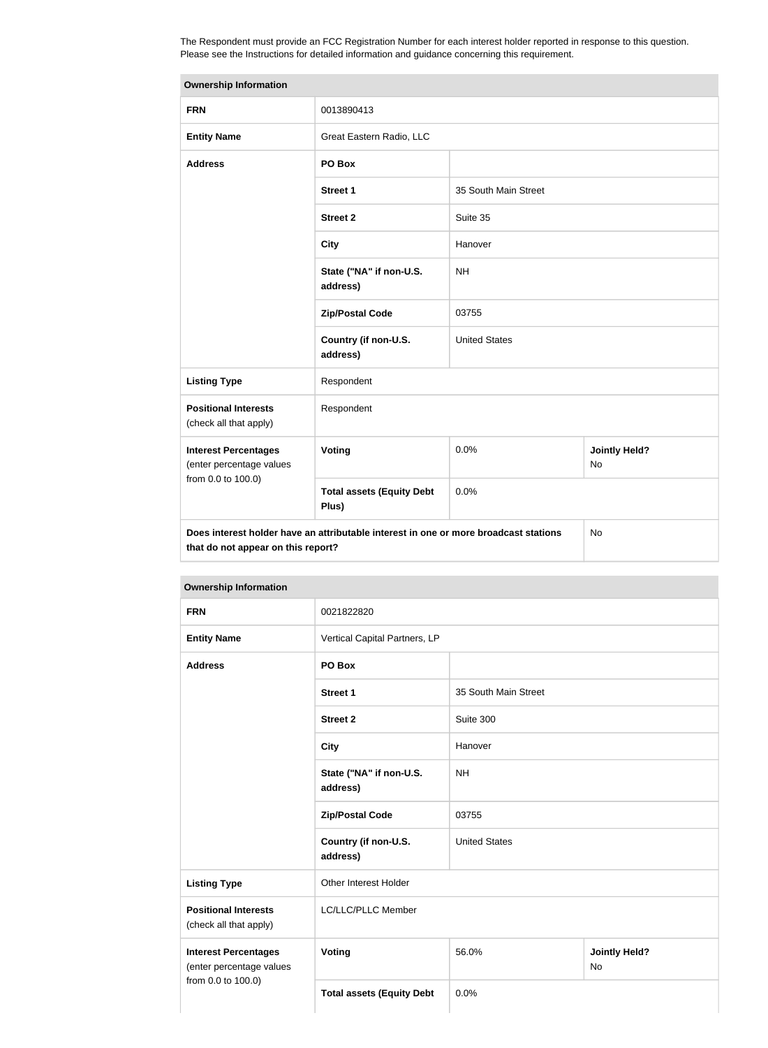The Respondent must provide an FCC Registration Number for each interest holder reported in response to this question. Please see the Instructions for detailed information and guidance concerning this requirement.

| Ownership Information | | | |
|---|---|---|---|
| **FRN** | 0013890413 | | |
| **Entity Name** | Great Eastern Radio, LLC | | |
| **Address** | **PO Box** | | |
| | **Street 1** | 35 South Main Street | |
| | **Street 2** | Suite 35 | |
| | **City** | Hanover | |
| | **State ("NA" if non-U.S. address)** | NH | |
| | **Zip/Postal Code** | 03755 | |
| | **Country (if non-U.S. address)** | United States | |
| **Listing Type** | Respondent | | |
| **Positional Interests** (check all that apply) | Respondent | | |
| **Interest Percentages** (enter percentage values from 0.0 to 100.0) | **Voting** | 0.0% | **Jointly Held?** No |
| | **Total assets (Equity Debt Plus)** | 0.0% | |
| **Does interest holder have an attributable interest in one or more broadcast stations that do not appear on this report?** | | | No |

| Ownership Information | | | |
|---|---|---|---|
| **FRN** | 0021822820 | | |
| **Entity Name** | Vertical Capital Partners, LP | | |
| **Address** | **PO Box** | | |
| | **Street 1** | 35 South Main Street | |
| | **Street 2** | Suite 300 | |
| | **City** | Hanover | |
| | **State ("NA" if non-U.S. address)** | NH | |
| | **Zip/Postal Code** | 03755 | |
| | **Country (if non-U.S. address)** | United States | |
| **Listing Type** | Other Interest Holder | | |
| **Positional Interests** (check all that apply) | LC/LLC/PLLC Member | | |
| **Interest Percentages** (enter percentage values from 0.0 to 100.0) | **Voting** | 56.0% | **Jointly Held?** No |
| | **Total assets (Equity Debt** | 0.0% | |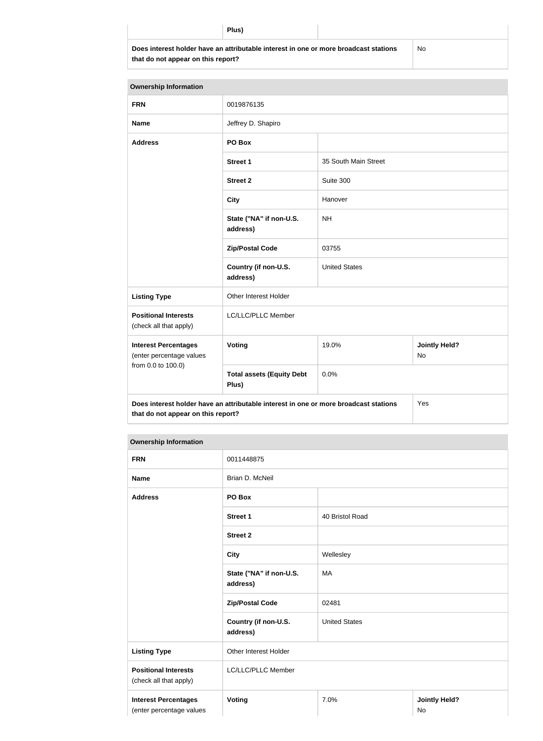| | Plus) | |
|---|---|---|
| **Does interest holder have an attributable interest in one or more broadcast stations that do not appear on this report?** | | No |

| **Ownership Information** | | | |
|---|---|---|---|
| **FRN** | 0019876135 | | |
| **Name** | Jeffrey D. Shapiro | | |
| **Address** | **PO Box** | | |
| | **Street 1** | 35 South Main Street | |
| | **Street 2** | Suite 300 | |
| | **City** | Hanover | |
| | **State ("NA" if non-U.S. address)** | NH | |
| | **Zip/Postal Code** | 03755 | |
| | **Country (if non-U.S. address)** | United States | |
| **Listing Type** | Other Interest Holder | | |
| **Positional Interests** (check all that apply) | LC/LLC/PLLC Member | | |
| **Interest Percentages** (enter percentage values from 0.0 to 100.0) | **Voting** | 19.0% | **Jointly Held?** No |
| | **Total assets (Equity Debt Plus)** | 0.0% | |
| **Does interest holder have an attributable interest in one or more broadcast stations that do not appear on this report?** | | | Yes |

| **Ownership Information** | | | |
|---|---|---|---|
| **FRN** | 0011448875 | | |
| **Name** | Brian D. McNeil | | |
| **Address** | **PO Box** | | |
| | **Street 1** | 40 Bristol Road | |
| | **Street 2** | | |
| | **City** | Wellesley | |
| | **State ("NA" if non-U.S. address)** | MA | |
| | **Zip/Postal Code** | 02481 | |
| | **Country (if non-U.S. address)** | United States | |
| **Listing Type** | Other Interest Holder | | |
| **Positional Interests** (check all that apply) | LC/LLC/PLLC Member | | |
| **Interest Percentages** (enter percentage values | **Voting** | 7.0% | **Jointly Held?** No |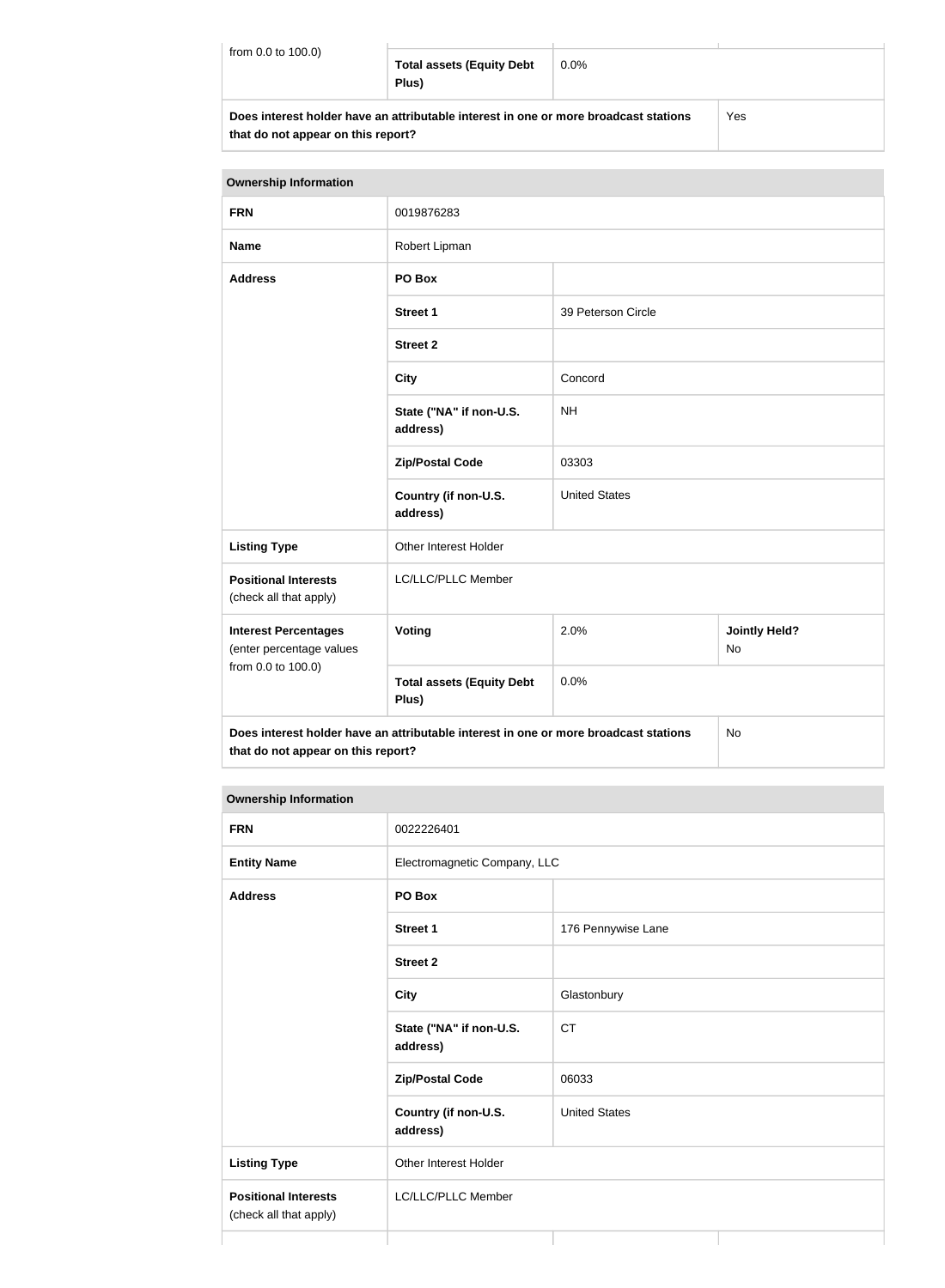| from 0.0 to 100.0) | **Total assets (Equity Debt Plus)** | 0.0% | |
|---|---|---|---|
| **Does interest holder have an attributable interest in one or more broadcast stations that do not appear on this report?** | | | Yes |

| **Ownership Information** | | | |
|---|---|---|---|
| **FRN** | 0019876283 | | |
| **Name** | Robert Lipman | | |
| **Address** | **PO Box** | | |
| | **Street 1** | 39 Peterson Circle | |
| | **Street 2** | | |
| | **City** | Concord | |
| | **State ("NA" if non-U.S. address)** | NH | |
| | **Zip/Postal Code** | 03303 | |
| | **Country (if non-U.S. address)** | United States | |
| **Listing Type** | Other Interest Holder | | |
| **Positional Interests** (check all that apply) | LC/LLC/PLLC Member | | |
| **Interest Percentages** (enter percentage values from 0.0 to 100.0) | **Voting** | 2.0% | **Jointly Held?** No |
| | **Total assets (Equity Debt Plus)** | 0.0% | |
| **Does interest holder have an attributable interest in one or more broadcast stations that do not appear on this report?** | | | No |

| **Ownership Information** | | | |
|---|---|---|---|
| **FRN** | 0022226401 | | |
| **Entity Name** | Electromagnetic Company, LLC | | |
| **Address** | **PO Box** | | |
| | **Street 1** | 176 Pennywise Lane | |
| | **Street 2** | | |
| | **City** | Glastonbury | |
| | **State ("NA" if non-U.S. address)** | CT | |
| | **Zip/Postal Code** | 06033 | |
| | **Country (if non-U.S. address)** | United States | |
| **Listing Type** | Other Interest Holder | | |
| **Positional Interests** (check all that apply) | LC/LLC/PLLC Member | | |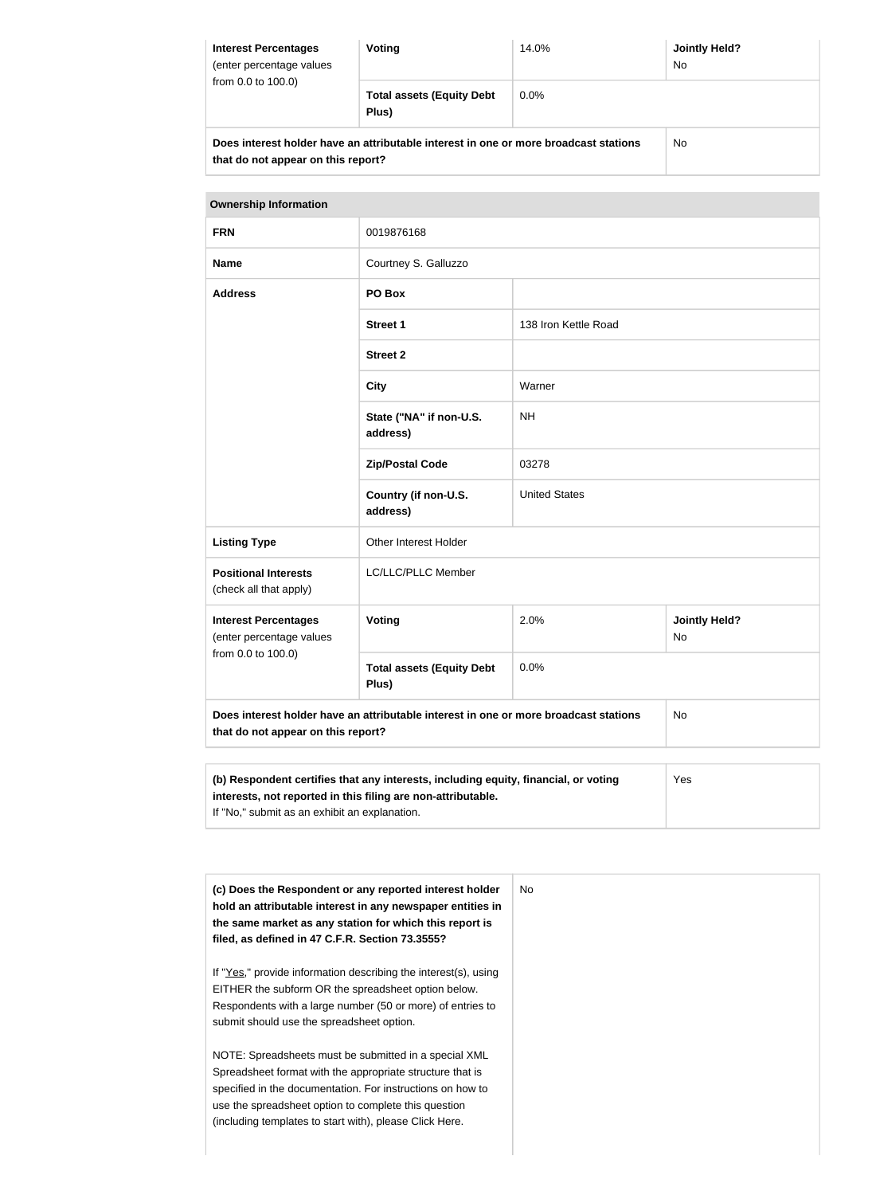| Interest Percentages (enter percentage values from 0.0 to 100.0) | Voting | 14.0% | Jointly Held? No |
|---|---|---|---|
| | Total assets (Equity Debt Plus) | 0.0% | |

| Does interest holder have an attributable interest in one or more broadcast stations that do not appear on this report? | No |
|---|---|

| Ownership Information | | | |
|---|---|---|---|
| FRN | 0019876168 | | |
| Name | Courtney S. Galluzzo | | |
| Address | PO Box | | |
| | Street 1 | 138 Iron Kettle Road | |
| | Street 2 | | |
| | City | Warner | |
| | State ("NA" if non-U.S. address) | NH | |
| | Zip/Postal Code | 03278 | |
| | Country (if non-U.S. address) | United States | |
| Listing Type | Other Interest Holder | | |
| Positional Interests (check all that apply) | LC/LLC/PLLC Member | | |
| Interest Percentages (enter percentage values from 0.0 to 100.0) | Voting | 2.0% | Jointly Held? No |
| | Total assets (Equity Debt Plus) | 0.0% | |

| Does interest holder have an attributable interest in one or more broadcast stations that do not appear on this report? | No |
|---|---|

| (b) Respondent certifies that any interests, including equity, financial, or voting interests, not reported in this filing are non-attributable. If "No," submit as an exhibit an explanation. | Yes |
|---|---|

| (c) Does the Respondent or any reported interest holder hold an attributable interest in any newspaper entities in the same market as any station for which this report is filed, as defined in 47 C.F.R. Section 73.3555? If "Yes," provide information describing the interest(s), using EITHER the subform OR the spreadsheet option below. Respondents with a large number (50 or more) of entries to submit should use the spreadsheet option. NOTE: Spreadsheets must be submitted in a special XML Spreadsheet format with the appropriate structure that is specified in the documentation. For instructions on how to use the spreadsheet option to complete this question (including templates to start with), please Click Here. | No |
|---|---|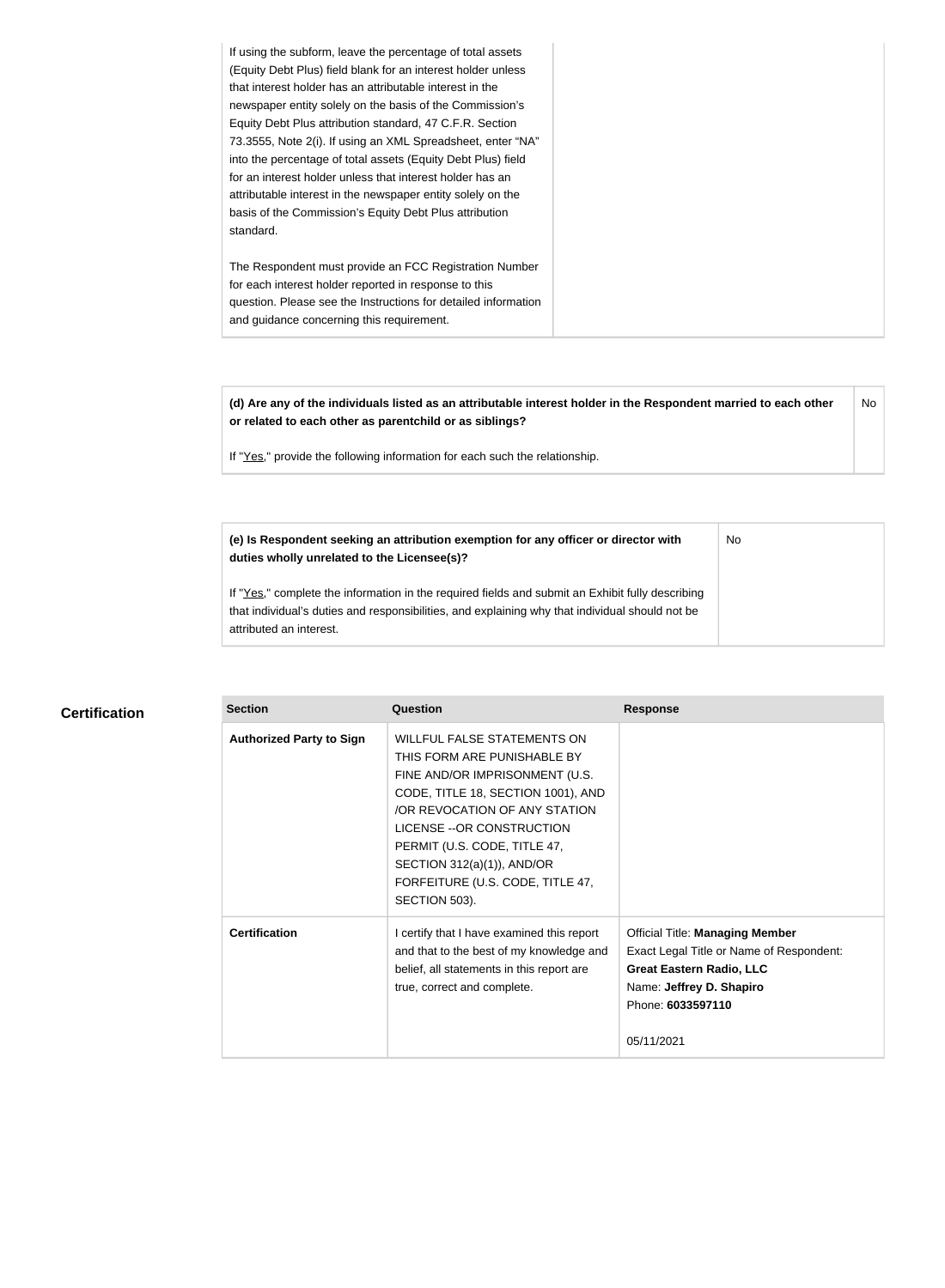| | |
|---|---|
| If using the subform, leave the percentage of total assets (Equity Debt Plus) field blank for an interest holder unless that interest holder has an attributable interest in the newspaper entity solely on the basis of the Commission's Equity Debt Plus attribution standard, 47 C.F.R. Section 73.3555, Note 2(i). If using an XML Spreadsheet, enter "NA" into the percentage of total assets (Equity Debt Plus) field for an interest holder unless that interest holder has an attributable interest in the newspaper entity solely on the basis of the Commission's Equity Debt Plus attribution standard.<br><br>The Respondent must provide an FCC Registration Number for each interest holder reported in response to this question. Please see the Instructions for detailed information and guidance concerning this requirement. | |

| | |
|---|---|
| **(d) Are any of the individuals listed as an attributable interest holder in the Respondent married to each other or related to each other as parentchild or as siblings?**<br><br>If "Yes," provide the following information for each such the relationship. | No |

| | |
|---|---|
| **(e) Is Respondent seeking an attribution exemption for any officer or director with duties wholly unrelated to the Licensee(s)?**<br><br>If "Yes," complete the information in the required fields and submit an Exhibit fully describing that individual's duties and responsibilities, and explaining why that individual should not be attributed an interest. | No |

## Certification

| Section | Question | Response |
|---|---|---|
| **Authorized Party to Sign** | WILLFUL FALSE STATEMENTS ON THIS FORM ARE PUNISHABLE BY FINE AND/OR IMPRISONMENT (U.S. CODE, TITLE 18, SECTION 1001), AND /OR REVOCATION OF ANY STATION LICENSE --OR CONSTRUCTION PERMIT (U.S. CODE, TITLE 47, SECTION 312(a)(1)), AND/OR FORFEITURE (U.S. CODE, TITLE 47, SECTION 503). | |
| **Certification** | I certify that I have examined this report and that to the best of my knowledge and belief, all statements in this report are true, correct and complete. | Official Title: **Managing Member**<br>Exact Legal Title or Name of Respondent: **Great Eastern Radio, LLC**<br>Name: **Jeffrey D. Shapiro**<br>Phone: **6033597110**<br><br>05/11/2021 |